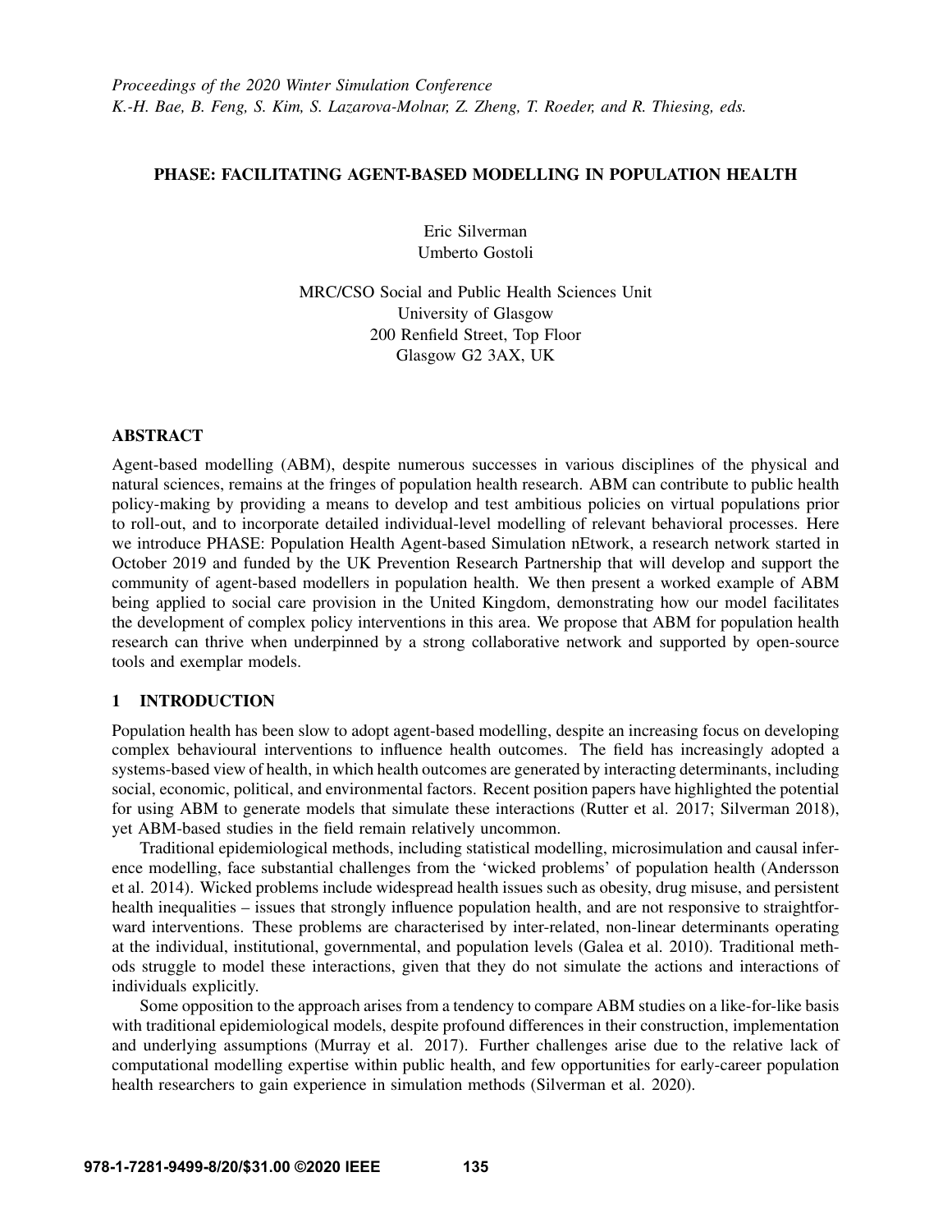# PHASE: FACILITATING AGENT-BASED MODELLING IN POPULATION HEALTH

Eric Silverman
Umberto Gostoli

MRC/CSO Social and Public Health Sciences Unit
University of Glasgow
200 Renfield Street, Top Floor
Glasgow G2 3AX, UK

## ABSTRACT

Agent-based modelling (ABM), despite numerous successes in various disciplines of the physical and natural sciences, remains at the fringes of population health research. ABM can contribute to public health policy-making by providing a means to develop and test ambitious policies on virtual populations prior to roll-out, and to incorporate detailed individual-level modelling of relevant behavioral processes. Here we introduce PHASE: Population Health Agent-based Simulation nEtwork, a research network started in October 2019 and funded by the UK Prevention Research Partnership that will develop and support the community of agent-based modellers in population health. We then present a worked example of ABM being applied to social care provision in the United Kingdom, demonstrating how our model facilitates the development of complex policy interventions in this area. We propose that ABM for population health research can thrive when underpinned by a strong collaborative network and supported by open-source tools and exemplar models.

## 1 INTRODUCTION

Population health has been slow to adopt agent-based modelling, despite an increasing focus on developing complex behavioural interventions to influence health outcomes. The field has increasingly adopted a systems-based view of health, in which health outcomes are generated by interacting determinants, including social, economic, political, and environmental factors. Recent position papers have highlighted the potential for using ABM to generate models that simulate these interactions (Rutter et al. 2017; Silverman 2018), yet ABM-based studies in the field remain relatively uncommon.

Traditional epidemiological methods, including statistical modelling, microsimulation and causal inference modelling, face substantial challenges from the 'wicked problems' of population health (Andersson et al. 2014). Wicked problems include widespread health issues such as obesity, drug misuse, and persistent health inequalities – issues that strongly influence population health, and are not responsive to straightforward interventions. These problems are characterised by inter-related, non-linear determinants operating at the individual, institutional, governmental, and population levels (Galea et al. 2010). Traditional methods struggle to model these interactions, given that they do not simulate the actions and interactions of individuals explicitly.

Some opposition to the approach arises from a tendency to compare ABM studies on a like-for-like basis with traditional epidemiological models, despite profound differences in their construction, implementation and underlying assumptions (Murray et al. 2017). Further challenges arise due to the relative lack of computational modelling expertise within public health, and few opportunities for early-career population health researchers to gain experience in simulation methods (Silverman et al. 2020).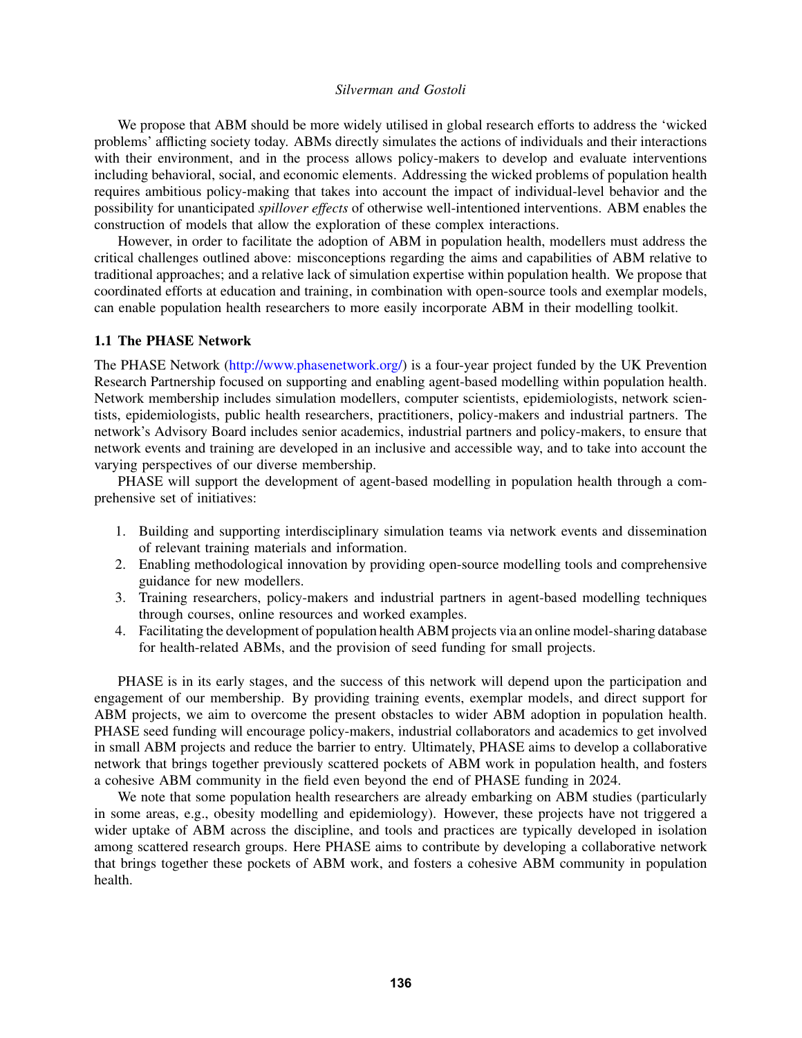We propose that ABM should be more widely utilised in global research efforts to address the 'wicked problems' afflicting society today. ABMs directly simulates the actions of individuals and their interactions with their environment, and in the process allows policy-makers to develop and evaluate interventions including behavioral, social, and economic elements. Addressing the wicked problems of population health requires ambitious policy-making that takes into account the impact of individual-level behavior and the possibility for unanticipated *spillover effects* of otherwise well-intentioned interventions. ABM enables the construction of models that allow the exploration of these complex interactions.

However, in order to facilitate the adoption of ABM in population health, modellers must address the critical challenges outlined above: misconceptions regarding the aims and capabilities of ABM relative to traditional approaches; and a relative lack of simulation expertise within population health. We propose that coordinated efforts at education and training, in combination with open-source tools and exemplar models, can enable population health researchers to more easily incorporate ABM in their modelling toolkit.

### 1.1 The PHASE Network

The PHASE Network (http://www.phasenetwork.org/) is a four-year project funded by the UK Prevention Research Partnership focused on supporting and enabling agent-based modelling within population health. Network membership includes simulation modellers, computer scientists, epidemiologists, network scientists, epidemiologists, public health researchers, practitioners, policy-makers and industrial partners. The network's Advisory Board includes senior academics, industrial partners and policy-makers, to ensure that network events and training are developed in an inclusive and accessible way, and to take into account the varying perspectives of our diverse membership.

PHASE will support the development of agent-based modelling in population health through a comprehensive set of initiatives:

1. Building and supporting interdisciplinary simulation teams via network events and dissemination of relevant training materials and information.
2. Enabling methodological innovation by providing open-source modelling tools and comprehensive guidance for new modellers.
3. Training researchers, policy-makers and industrial partners in agent-based modelling techniques through courses, online resources and worked examples.
4. Facilitating the development of population health ABM projects via an online model-sharing database for health-related ABMs, and the provision of seed funding for small projects.

PHASE is in its early stages, and the success of this network will depend upon the participation and engagement of our membership. By providing training events, exemplar models, and direct support for ABM projects, we aim to overcome the present obstacles to wider ABM adoption in population health. PHASE seed funding will encourage policy-makers, industrial collaborators and academics to get involved in small ABM projects and reduce the barrier to entry. Ultimately, PHASE aims to develop a collaborative network that brings together previously scattered pockets of ABM work in population health, and fosters a cohesive ABM community in the field even beyond the end of PHASE funding in 2024.

We note that some population health researchers are already embarking on ABM studies (particularly in some areas, e.g., obesity modelling and epidemiology). However, these projects have not triggered a wider uptake of ABM across the discipline, and tools and practices are typically developed in isolation among scattered research groups. Here PHASE aims to contribute by developing a collaborative network that brings together these pockets of ABM work, and fosters a cohesive ABM community in population health.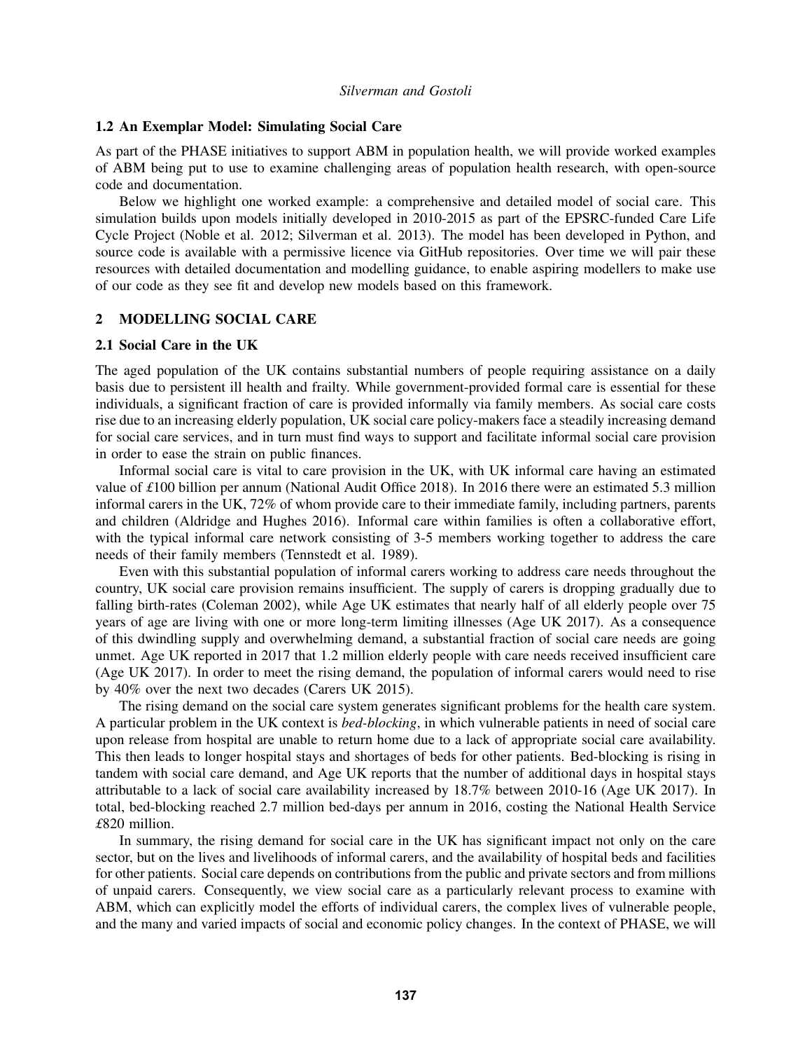### 1.2 An Exemplar Model: Simulating Social Care

As part of the PHASE initiatives to support ABM in population health, we will provide worked examples of ABM being put to use to examine challenging areas of population health research, with open-source code and documentation.

Below we highlight one worked example: a comprehensive and detailed model of social care. This simulation builds upon models initially developed in 2010-2015 as part of the EPSRC-funded Care Life Cycle Project (Noble et al. 2012; Silverman et al. 2013). The model has been developed in Python, and source code is available with a permissive licence via GitHub repositories. Over time we will pair these resources with detailed documentation and modelling guidance, to enable aspiring modellers to make use of our code as they see fit and develop new models based on this framework.

## 2 MODELLING SOCIAL CARE

### 2.1 Social Care in the UK

The aged population of the UK contains substantial numbers of people requiring assistance on a daily basis due to persistent ill health and frailty. While government-provided formal care is essential for these individuals, a significant fraction of care is provided informally via family members. As social care costs rise due to an increasing elderly population, UK social care policy-makers face a steadily increasing demand for social care services, and in turn must find ways to support and facilitate informal social care provision in order to ease the strain on public finances.

Informal social care is vital to care provision in the UK, with UK informal care having an estimated value of £100 billion per annum (National Audit Office 2018). In 2016 there were an estimated 5.3 million informal carers in the UK, 72% of whom provide care to their immediate family, including partners, parents and children (Aldridge and Hughes 2016). Informal care within families is often a collaborative effort, with the typical informal care network consisting of 3-5 members working together to address the care needs of their family members (Tennstedt et al. 1989).

Even with this substantial population of informal carers working to address care needs throughout the country, UK social care provision remains insufficient. The supply of carers is dropping gradually due to falling birth-rates (Coleman 2002), while Age UK estimates that nearly half of all elderly people over 75 years of age are living with one or more long-term limiting illnesses (Age UK 2017). As a consequence of this dwindling supply and overwhelming demand, a substantial fraction of social care needs are going unmet. Age UK reported in 2017 that 1.2 million elderly people with care needs received insufficient care (Age UK 2017). In order to meet the rising demand, the population of informal carers would need to rise by 40% over the next two decades (Carers UK 2015).

The rising demand on the social care system generates significant problems for the health care system. A particular problem in the UK context is *bed-blocking*, in which vulnerable patients in need of social care upon release from hospital are unable to return home due to a lack of appropriate social care availability. This then leads to longer hospital stays and shortages of beds for other patients. Bed-blocking is rising in tandem with social care demand, and Age UK reports that the number of additional days in hospital stays attributable to a lack of social care availability increased by 18.7% between 2010-16 (Age UK 2017). In total, bed-blocking reached 2.7 million bed-days per annum in 2016, costing the National Health Service £820 million.

In summary, the rising demand for social care in the UK has significant impact not only on the care sector, but on the lives and livelihoods of informal carers, and the availability of hospital beds and facilities for other patients. Social care depends on contributions from the public and private sectors and from millions of unpaid carers. Consequently, we view social care as a particularly relevant process to examine with ABM, which can explicitly model the efforts of individual carers, the complex lives of vulnerable people, and the many and varied impacts of social and economic policy changes. In the context of PHASE, we will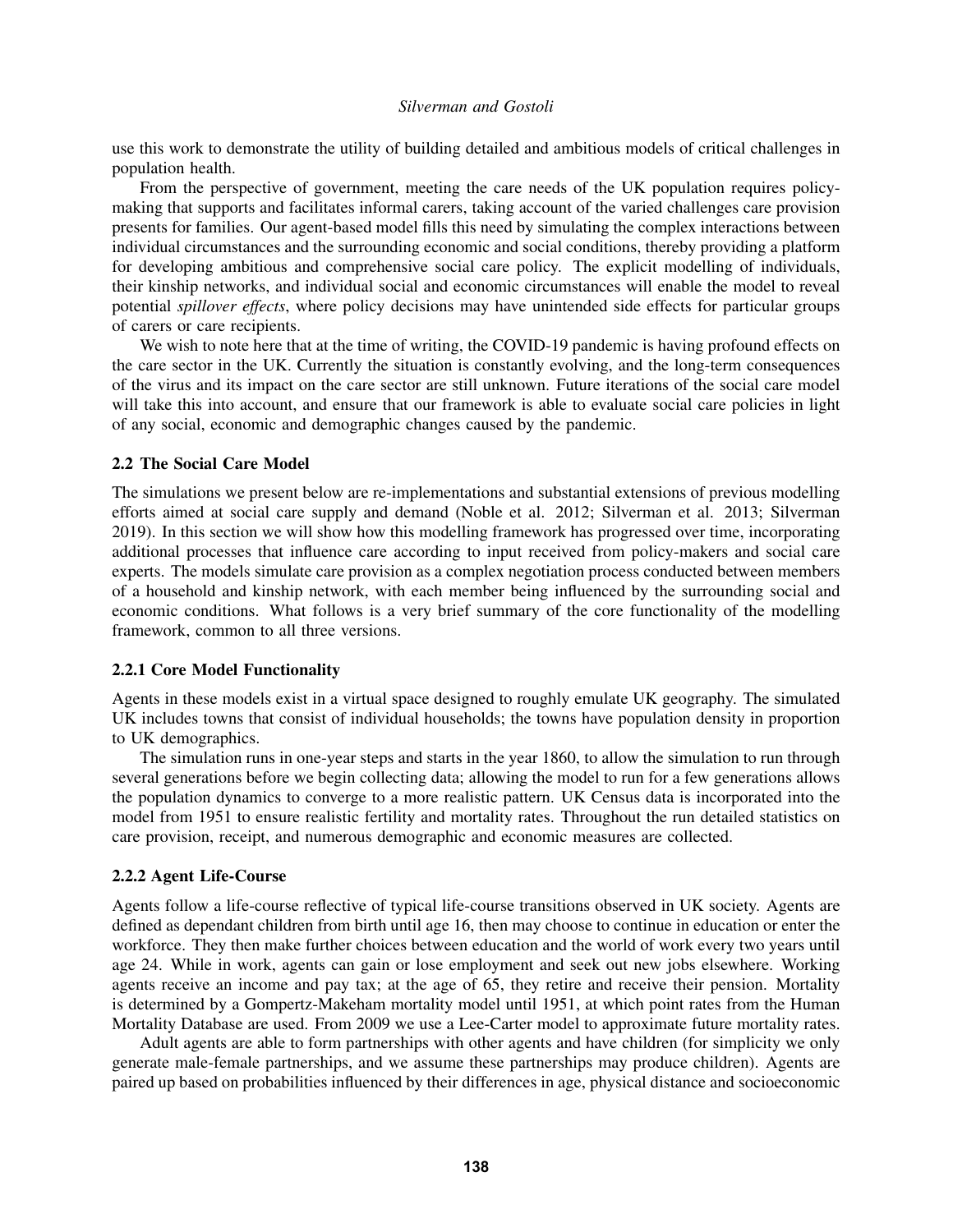use this work to demonstrate the utility of building detailed and ambitious models of critical challenges in population health.

From the perspective of government, meeting the care needs of the UK population requires policy-making that supports and facilitates informal carers, taking account of the varied challenges care provision presents for families. Our agent-based model fills this need by simulating the complex interactions between individual circumstances and the surrounding economic and social conditions, thereby providing a platform for developing ambitious and comprehensive social care policy. The explicit modelling of individuals, their kinship networks, and individual social and economic circumstances will enable the model to reveal potential *spillover effects*, where policy decisions may have unintended side effects for particular groups of carers or care recipients.

We wish to note here that at the time of writing, the COVID-19 pandemic is having profound effects on the care sector in the UK. Currently the situation is constantly evolving, and the long-term consequences of the virus and its impact on the care sector are still unknown. Future iterations of the social care model will take this into account, and ensure that our framework is able to evaluate social care policies in light of any social, economic and demographic changes caused by the pandemic.

### 2.2 The Social Care Model

The simulations we present below are re-implementations and substantial extensions of previous modelling efforts aimed at social care supply and demand (Noble et al. 2012; Silverman et al. 2013; Silverman 2019). In this section we will show how this modelling framework has progressed over time, incorporating additional processes that influence care according to input received from policy-makers and social care experts. The models simulate care provision as a complex negotiation process conducted between members of a household and kinship network, with each member being influenced by the surrounding social and economic conditions. What follows is a very brief summary of the core functionality of the modelling framework, common to all three versions.

#### 2.2.1 Core Model Functionality

Agents in these models exist in a virtual space designed to roughly emulate UK geography. The simulated UK includes towns that consist of individual households; the towns have population density in proportion to UK demographics.

The simulation runs in one-year steps and starts in the year 1860, to allow the simulation to run through several generations before we begin collecting data; allowing the model to run for a few generations allows the population dynamics to converge to a more realistic pattern. UK Census data is incorporated into the model from 1951 to ensure realistic fertility and mortality rates. Throughout the run detailed statistics on care provision, receipt, and numerous demographic and economic measures are collected.

#### 2.2.2 Agent Life-Course

Agents follow a life-course reflective of typical life-course transitions observed in UK society. Agents are defined as dependant children from birth until age 16, then may choose to continue in education or enter the workforce. They then make further choices between education and the world of work every two years until age 24. While in work, agents can gain or lose employment and seek out new jobs elsewhere. Working agents receive an income and pay tax; at the age of 65, they retire and receive their pension. Mortality is determined by a Gompertz-Makeham mortality model until 1951, at which point rates from the Human Mortality Database are used. From 2009 we use a Lee-Carter model to approximate future mortality rates.

Adult agents are able to form partnerships with other agents and have children (for simplicity we only generate male-female partnerships, and we assume these partnerships may produce children). Agents are paired up based on probabilities influenced by their differences in age, physical distance and socioeconomic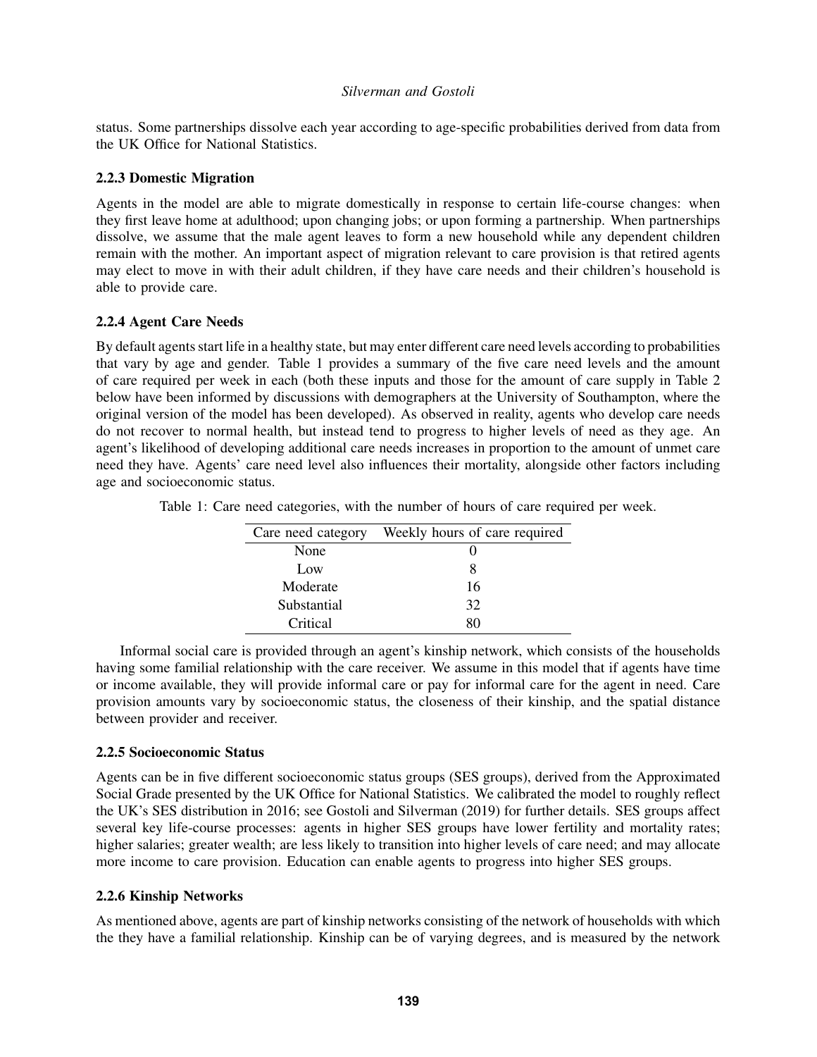status. Some partnerships dissolve each year according to age-specific probabilities derived from data from the UK Office for National Statistics.

### 2.2.3 Domestic Migration

Agents in the model are able to migrate domestically in response to certain life-course changes: when they first leave home at adulthood; upon changing jobs; or upon forming a partnership. When partnerships dissolve, we assume that the male agent leaves to form a new household while any dependent children remain with the mother. An important aspect of migration relevant to care provision is that retired agents may elect to move in with their adult children, if they have care needs and their children's household is able to provide care.

### 2.2.4 Agent Care Needs

By default agents start life in a healthy state, but may enter different care need levels according to probabilities that vary by age and gender. Table 1 provides a summary of the five care need levels and the amount of care required per week in each (both these inputs and those for the amount of care supply in Table 2 below have been informed by discussions with demographers at the University of Southampton, where the original version of the model has been developed). As observed in reality, agents who develop care needs do not recover to normal health, but instead tend to progress to higher levels of need as they age. An agent's likelihood of developing additional care needs increases in proportion to the amount of unmet care need they have. Agents' care need level also influences their mortality, alongside other factors including age and socioeconomic status.

Table 1: Care need categories, with the number of hours of care required per week.

| Care need category | Weekly hours of care required |
|---|---|
| None | 0 |
| Low | 8 |
| Moderate | 16 |
| Substantial | 32 |
| Critical | 80 |

Informal social care is provided through an agent's kinship network, which consists of the households having some familial relationship with the care receiver. We assume in this model that if agents have time or income available, they will provide informal care or pay for informal care for the agent in need. Care provision amounts vary by socioeconomic status, the closeness of their kinship, and the spatial distance between provider and receiver.

### 2.2.5 Socioeconomic Status

Agents can be in five different socioeconomic status groups (SES groups), derived from the Approximated Social Grade presented by the UK Office for National Statistics. We calibrated the model to roughly reflect the UK's SES distribution in 2016; see Gostoli and Silverman (2019) for further details. SES groups affect several key life-course processes: agents in higher SES groups have lower fertility and mortality rates; higher salaries; greater wealth; are less likely to transition into higher levels of care need; and may allocate more income to care provision. Education can enable agents to progress into higher SES groups.

### 2.2.6 Kinship Networks

As mentioned above, agents are part of kinship networks consisting of the network of households with which the they have a familial relationship. Kinship can be of varying degrees, and is measured by the network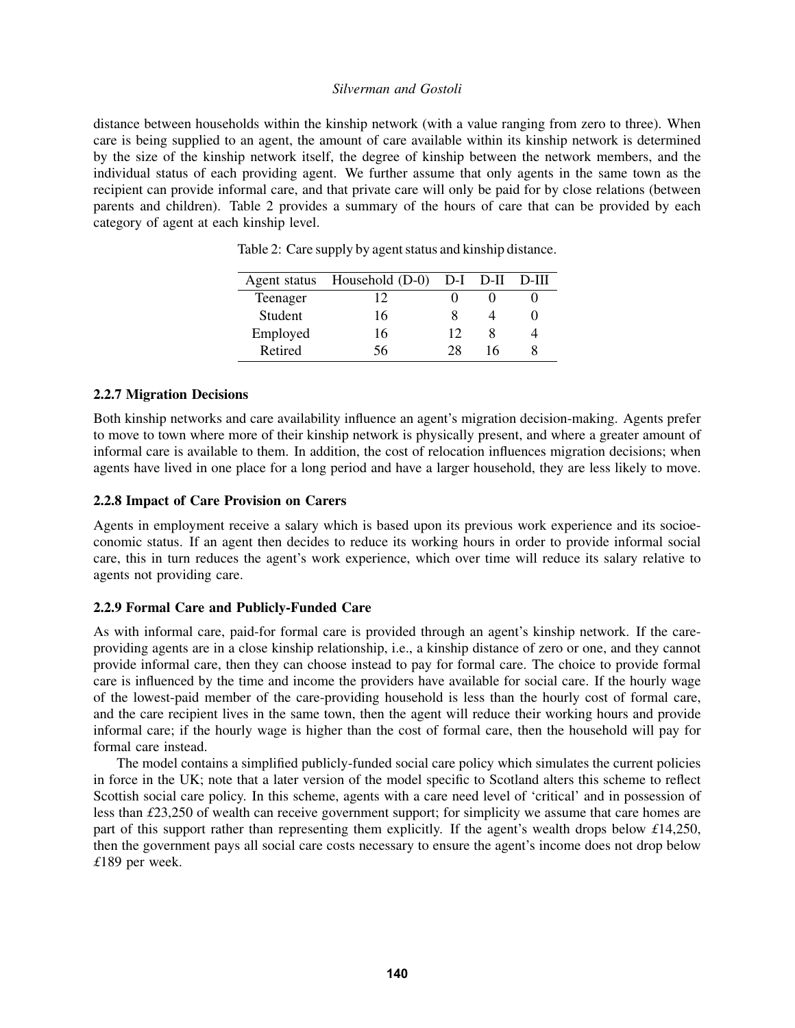distance between households within the kinship network (with a value ranging from zero to three). When care is being supplied to an agent, the amount of care available within its kinship network is determined by the size of the kinship network itself, the degree of kinship between the network members, and the individual status of each providing agent. We further assume that only agents in the same town as the recipient can provide informal care, and that private care will only be paid for by close relations (between parents and children). Table 2 provides a summary of the hours of care that can be provided by each category of agent at each kinship level.

Table 2: Care supply by agent status and kinship distance.

| Agent status | Household (D-0) | D-I | D-II | D-III |
|---|---|---|---|---|
| Teenager | 12 | 0 | 0 | 0 |
| Student | 16 | 8 | 4 | 0 |
| Employed | 16 | 12 | 8 | 4 |
| Retired | 56 | 28 | 16 | 8 |

### 2.2.7 Migration Decisions

Both kinship networks and care availability influence an agent's migration decision-making. Agents prefer to move to town where more of their kinship network is physically present, and where a greater amount of informal care is available to them. In addition, the cost of relocation influences migration decisions; when agents have lived in one place for a long period and have a larger household, they are less likely to move.

### 2.2.8 Impact of Care Provision on Carers

Agents in employment receive a salary which is based upon its previous work experience and its socioeconomic status. If an agent then decides to reduce its working hours in order to provide informal social care, this in turn reduces the agent's work experience, which over time will reduce its salary relative to agents not providing care.

### 2.2.9 Formal Care and Publicly-Funded Care

As with informal care, paid-for formal care is provided through an agent's kinship network. If the care-providing agents are in a close kinship relationship, i.e., a kinship distance of zero or one, and they cannot provide informal care, then they can choose instead to pay for formal care. The choice to provide formal care is influenced by the time and income the providers have available for social care. If the hourly wage of the lowest-paid member of the care-providing household is less than the hourly cost of formal care, and the care recipient lives in the same town, then the agent will reduce their working hours and provide informal care; if the hourly wage is higher than the cost of formal care, then the household will pay for formal care instead.

The model contains a simplified publicly-funded social care policy which simulates the current policies in force in the UK; note that a later version of the model specific to Scotland alters this scheme to reflect Scottish social care policy. In this scheme, agents with a care need level of 'critical' and in possession of less than £23,250 of wealth can receive government support; for simplicity we assume that care homes are part of this support rather than representing them explicitly. If the agent's wealth drops below £14,250, then the government pays all social care costs necessary to ensure the agent's income does not drop below £189 per week.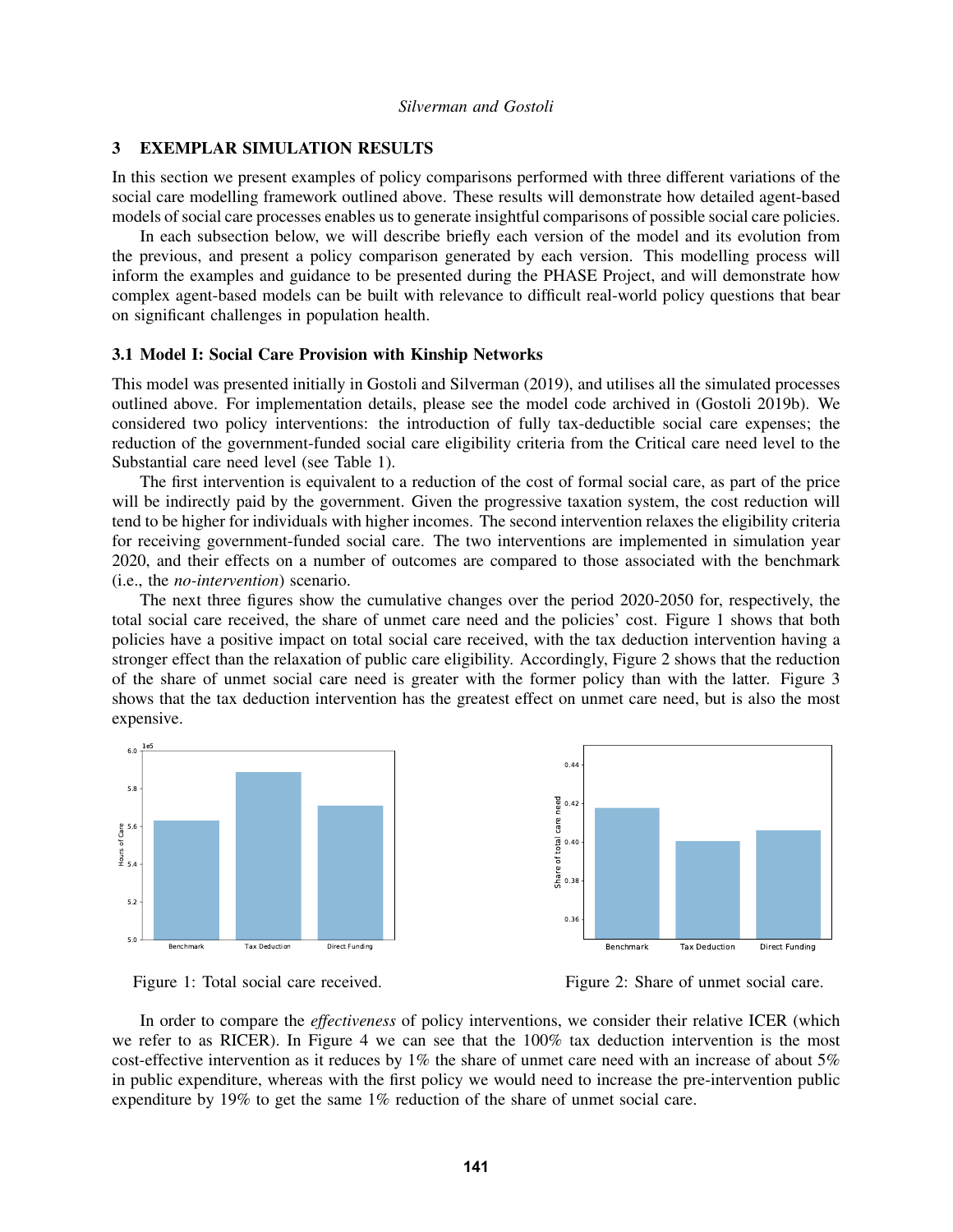## 3 EXEMPLAR SIMULATION RESULTS

In this section we present examples of policy comparisons performed with three different variations of the social care modelling framework outlined above. These results will demonstrate how detailed agent-based models of social care processes enables us to generate insightful comparisons of possible social care policies.

In each subsection below, we will describe briefly each version of the model and its evolution from the previous, and present a policy comparison generated by each version. This modelling process will inform the examples and guidance to be presented during the PHASE Project, and will demonstrate how complex agent-based models can be built with relevance to difficult real-world policy questions that bear on significant challenges in population health.

### 3.1 Model I: Social Care Provision with Kinship Networks

This model was presented initially in Gostoli and Silverman (2019), and utilises all the simulated processes outlined above. For implementation details, please see the model code archived in (Gostoli 2019b). We considered two policy interventions: the introduction of fully tax-deductible social care expenses; the reduction of the government-funded social care eligibility criteria from the Critical care need level to the Substantial care need level (see Table 1).

The first intervention is equivalent to a reduction of the cost of formal social care, as part of the price will be indirectly paid by the government. Given the progressive taxation system, the cost reduction will tend to be higher for individuals with higher incomes. The second intervention relaxes the eligibility criteria for receiving government-funded social care. The two interventions are implemented in simulation year 2020, and their effects on a number of outcomes are compared to those associated with the benchmark (i.e., the *no-intervention*) scenario.

The next three figures show the cumulative changes over the period 2020-2050 for, respectively, the total social care received, the share of unmet care need and the policies' cost. Figure 1 shows that both policies have a positive impact on total social care received, with the tax deduction intervention having a stronger effect than the relaxation of public care eligibility. Accordingly, Figure 2 shows that the reduction of the share of unmet social care need is greater with the former policy than with the latter. Figure 3 shows that the tax deduction intervention has the greatest effect on unmet care need, but is also the most expensive.

Figure 1: Total social care received.

Figure 2: Share of unmet social care.

In order to compare the *effectiveness* of policy interventions, we consider their relative ICER (which we refer to as RICER). In Figure 4 we can see that the 100% tax deduction intervention is the most cost-effective intervention as it reduces by 1% the share of unmet care need with an increase of about 5% in public expenditure, whereas with the first policy we would need to increase the pre-intervention public expenditure by 19% to get the same 1% reduction of the share of unmet social care.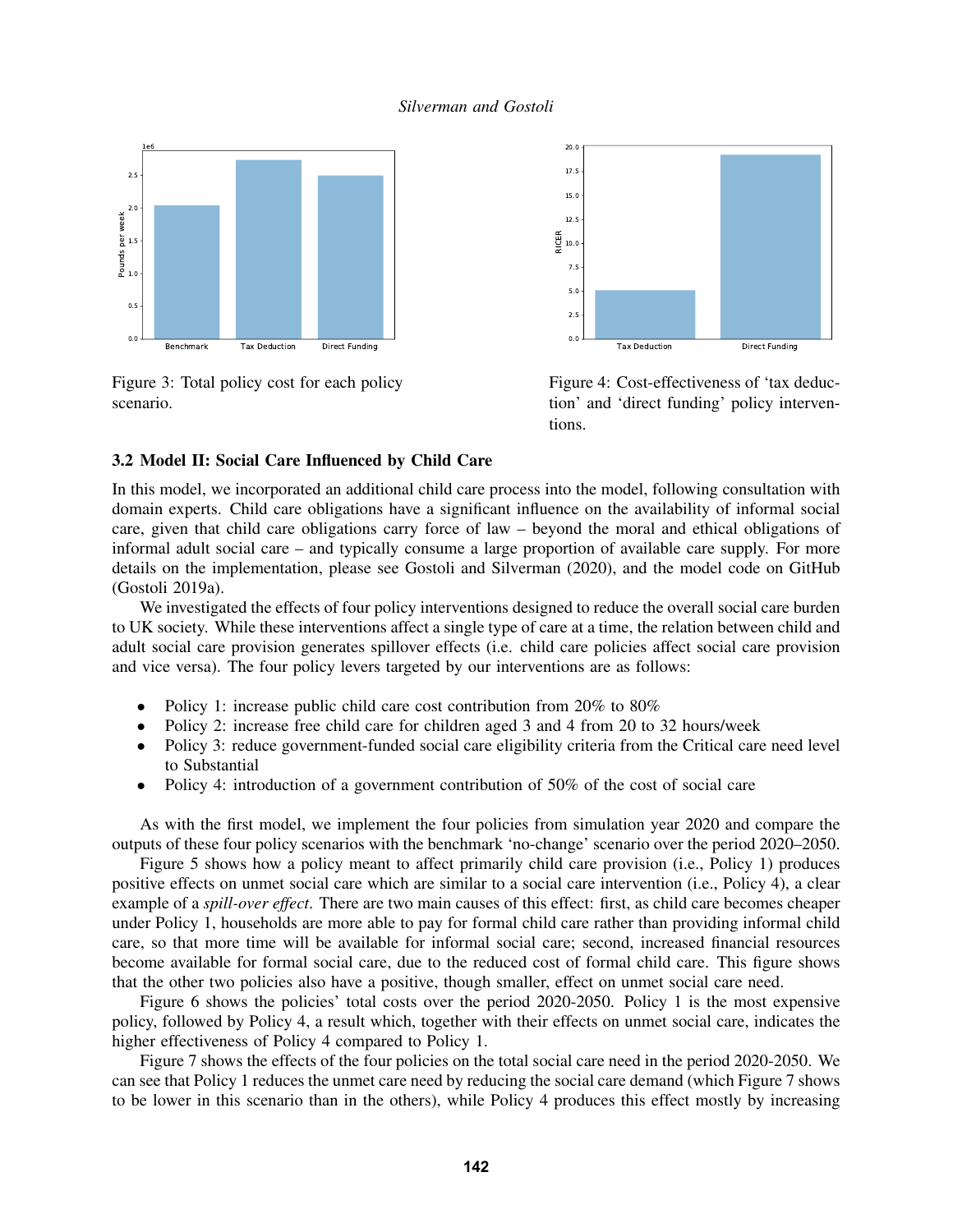Figure 3: Total policy cost for each policy scenario.

Figure 4: Cost-effectiveness of 'tax deduction' and 'direct funding' policy interventions.

### 3.2 Model II: Social Care Influenced by Child Care

In this model, we incorporated an additional child care process into the model, following consultation with domain experts. Child care obligations have a significant influence on the availability of informal social care, given that child care obligations carry force of law – beyond the moral and ethical obligations of informal adult social care – and typically consume a large proportion of available care supply. For more details on the implementation, please see Gostoli and Silverman (2020), and the model code on GitHub (Gostoli 2019a).

We investigated the effects of four policy interventions designed to reduce the overall social care burden to UK society. While these interventions affect a single type of care at a time, the relation between child and adult social care provision generates spillover effects (i.e. child care policies affect social care provision and vice versa). The four policy levers targeted by our interventions are as follows:

- Policy 1: increase public child care cost contribution from 20% to 80%
- Policy 2: increase free child care for children aged 3 and 4 from 20 to 32 hours/week
- Policy 3: reduce government-funded social care eligibility criteria from the Critical care need level to Substantial
- Policy 4: introduction of a government contribution of 50% of the cost of social care

As with the first model, we implement the four policies from simulation year 2020 and compare the outputs of these four policy scenarios with the benchmark 'no-change' scenario over the period 2020–2050.

Figure 5 shows how a policy meant to affect primarily child care provision (i.e., Policy 1) produces positive effects on unmet social care which are similar to a social care intervention (i.e., Policy 4), a clear example of a *spill-over effect*. There are two main causes of this effect: first, as child care becomes cheaper under Policy 1, households are more able to pay for formal child care rather than providing informal child care, so that more time will be available for informal social care; second, increased financial resources become available for formal social care, due to the reduced cost of formal child care. This figure shows that the other two policies also have a positive, though smaller, effect on unmet social care need.

Figure 6 shows the policies' total costs over the period 2020-2050. Policy 1 is the most expensive policy, followed by Policy 4, a result which, together with their effects on unmet social care, indicates the higher effectiveness of Policy 4 compared to Policy 1.

Figure 7 shows the effects of the four policies on the total social care need in the period 2020-2050. We can see that Policy 1 reduces the unmet care need by reducing the social care demand (which Figure 7 shows to be lower in this scenario than in the others), while Policy 4 produces this effect mostly by increasing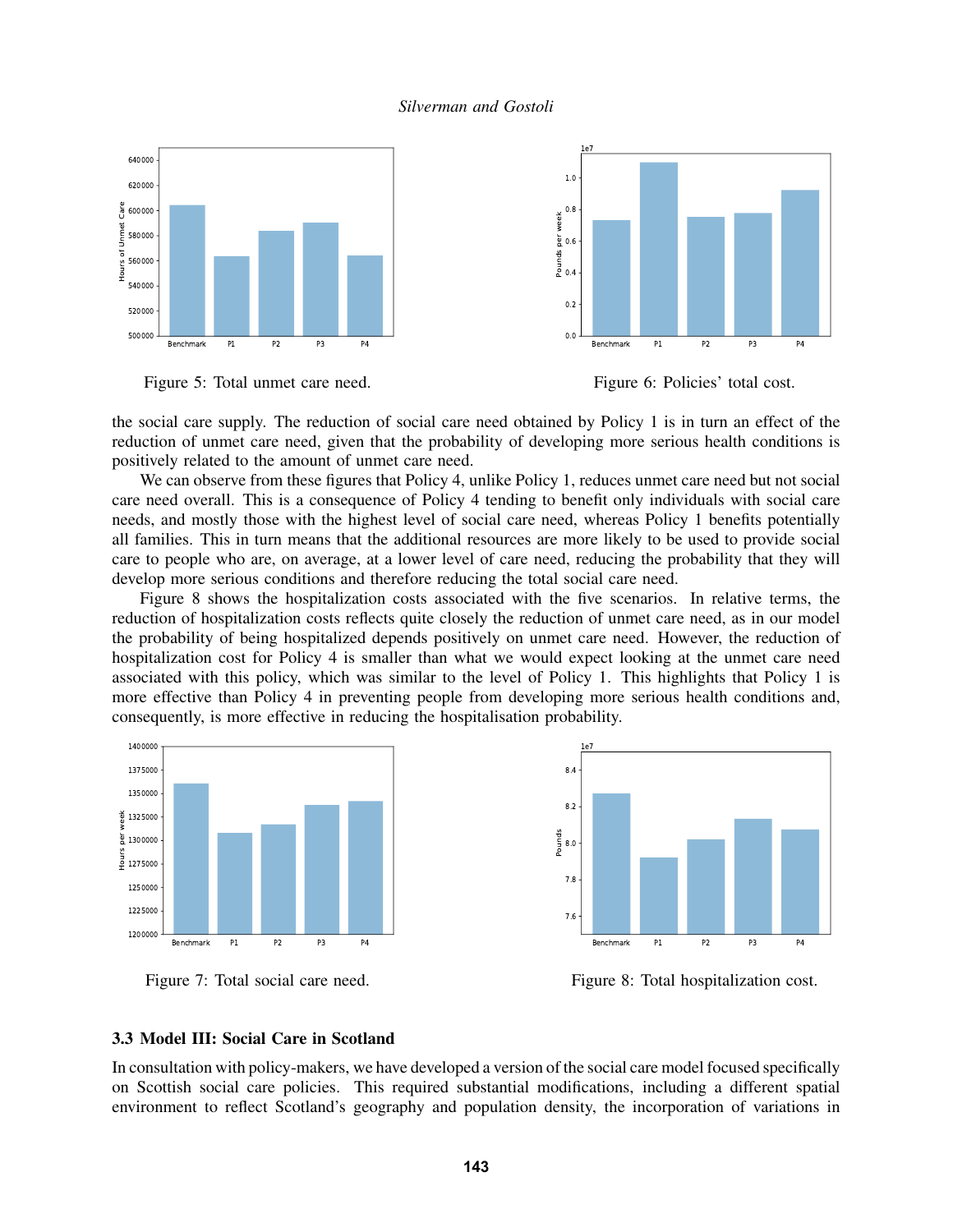Figure 5: Total unmet care need.

Figure 6: Policies' total cost.

the social care supply. The reduction of social care need obtained by Policy 1 is in turn an effect of the reduction of unmet care need, given that the probability of developing more serious health conditions is positively related to the amount of unmet care need.

We can observe from these figures that Policy 4, unlike Policy 1, reduces unmet care need but not social care need overall. This is a consequence of Policy 4 tending to benefit only individuals with social care needs, and mostly those with the highest level of social care need, whereas Policy 1 benefits potentially all families. This in turn means that the additional resources are more likely to be used to provide social care to people who are, on average, at a lower level of care need, reducing the probability that they will develop more serious conditions and therefore reducing the total social care need.

Figure 8 shows the hospitalization costs associated with the five scenarios. In relative terms, the reduction of hospitalization costs reflects quite closely the reduction of unmet care need, as in our model the probability of being hospitalized depends positively on unmet care need. However, the reduction of hospitalization cost for Policy 4 is smaller than what we would expect looking at the unmet care need associated with this policy, which was similar to the level of Policy 1. This highlights that Policy 1 is more effective than Policy 4 in preventing people from developing more serious health conditions and, consequently, is more effective in reducing the hospitalisation probability.

Figure 7: Total social care need.

Figure 8: Total hospitalization cost.

### 3.3 Model III: Social Care in Scotland

In consultation with policy-makers, we have developed a version of the social care model focused specifically on Scottish social care policies. This required substantial modifications, including a different spatial environment to reflect Scotland's geography and population density, the incorporation of variations in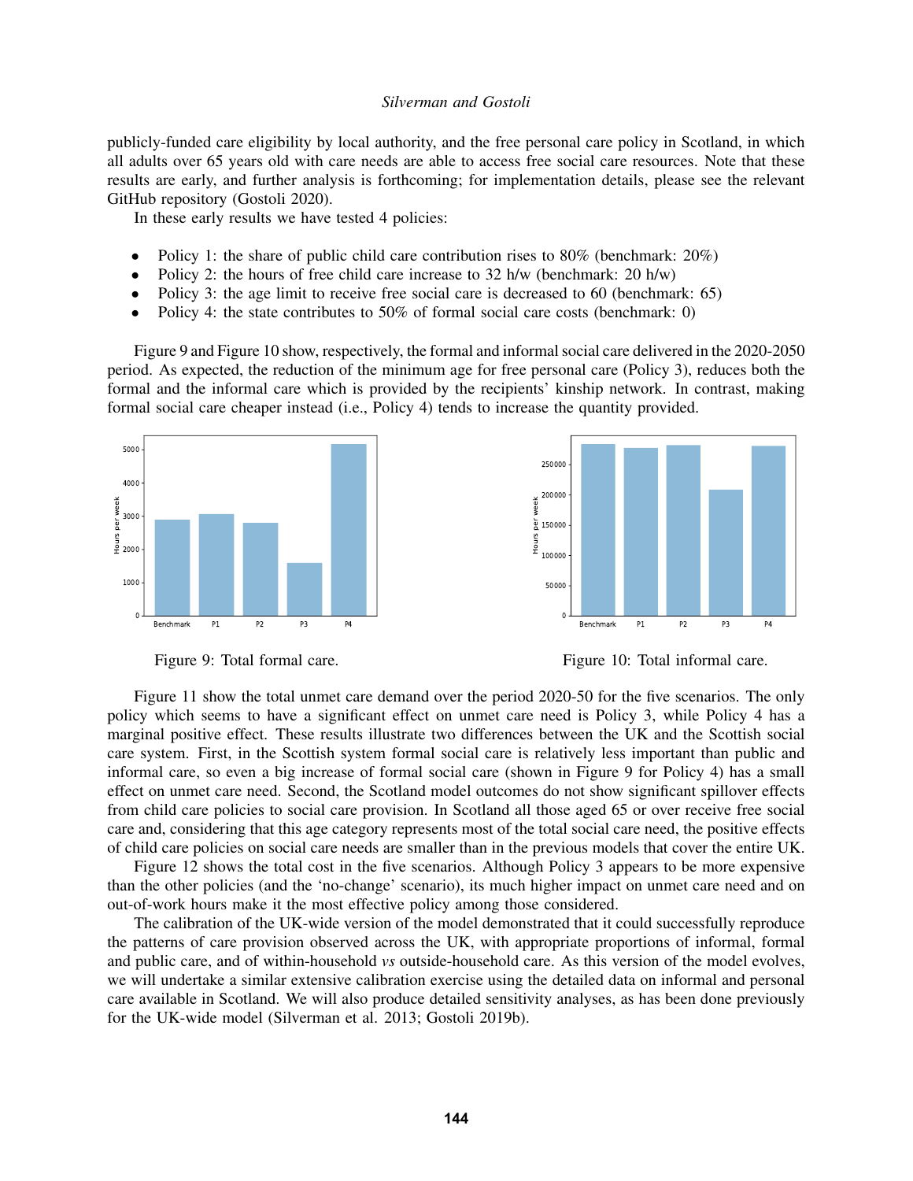publicly-funded care eligibility by local authority, and the free personal care policy in Scotland, in which all adults over 65 years old with care needs are able to access free social care resources. Note that these results are early, and further analysis is forthcoming; for implementation details, please see the relevant GitHub repository (Gostoli 2020).

In these early results we have tested 4 policies:

- Policy 1: the share of public child care contribution rises to 80% (benchmark: 20%)
- Policy 2: the hours of free child care increase to 32 h/w (benchmark: 20 h/w)
- Policy 3: the age limit to receive free social care is decreased to 60 (benchmark: 65)
- Policy 4: the state contributes to 50% of formal social care costs (benchmark: 0)

Figure 9 and Figure 10 show, respectively, the formal and informal social care delivered in the 2020-2050 period. As expected, the reduction of the minimum age for free personal care (Policy 3), reduces both the formal and the informal care which is provided by the recipients' kinship network. In contrast, making formal social care cheaper instead (i.e., Policy 4) tends to increase the quantity provided.

Figure 9: Total formal care.

Figure 10: Total informal care.

Figure 11 show the total unmet care demand over the period 2020-50 for the five scenarios. The only policy which seems to have a significant effect on unmet care need is Policy 3, while Policy 4 has a marginal positive effect. These results illustrate two differences between the UK and the Scottish social care system. First, in the Scottish system formal social care is relatively less important than public and informal care, so even a big increase of formal social care (shown in Figure 9 for Policy 4) has a small effect on unmet care need. Second, the Scotland model outcomes do not show significant spillover effects from child care policies to social care provision. In Scotland all those aged 65 or over receive free social care and, considering that this age category represents most of the total social care need, the positive effects of child care policies on social care needs are smaller than in the previous models that cover the entire UK.

Figure 12 shows the total cost in the five scenarios. Although Policy 3 appears to be more expensive than the other policies (and the 'no-change' scenario), its much higher impact on unmet care need and on out-of-work hours make it the most effective policy among those considered.

The calibration of the UK-wide version of the model demonstrated that it could successfully reproduce the patterns of care provision observed across the UK, with appropriate proportions of informal, formal and public care, and of within-household *vs* outside-household care. As this version of the model evolves, we will undertake a similar extensive calibration exercise using the detailed data on informal and personal care available in Scotland. We will also produce detailed sensitivity analyses, as has been done previously for the UK-wide model (Silverman et al. 2013; Gostoli 2019b).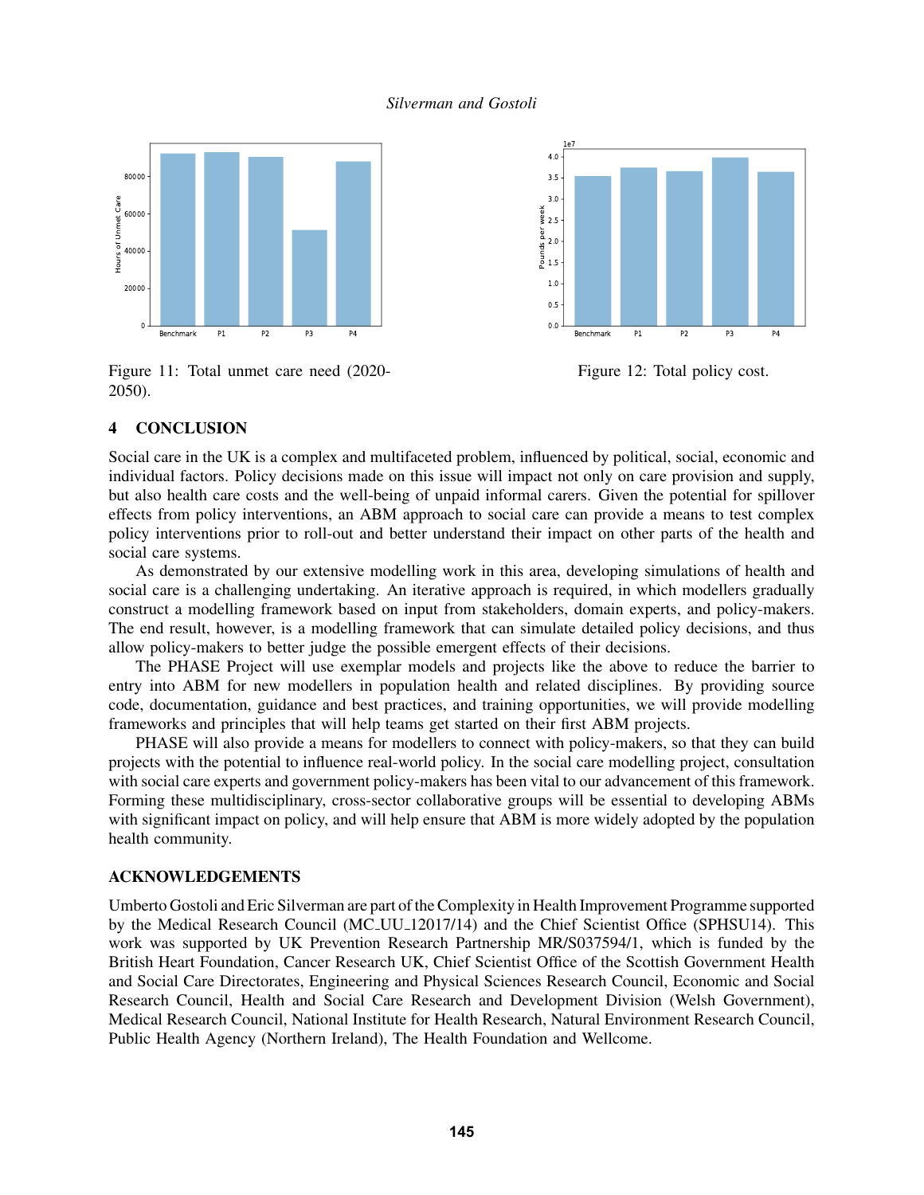Figure 11: Total unmet care need (2020-2050).

Figure 12: Total policy cost.

## 4 CONCLUSION

Social care in the UK is a complex and multifaceted problem, influenced by political, social, economic and individual factors. Policy decisions made on this issue will impact not only on care provision and supply, but also health care costs and the well-being of unpaid informal carers. Given the potential for spillover effects from policy interventions, an ABM approach to social care can provide a means to test complex policy interventions prior to roll-out and better understand their impact on other parts of the health and social care systems.

As demonstrated by our extensive modelling work in this area, developing simulations of health and social care is a challenging undertaking. An iterative approach is required, in which modellers gradually construct a modelling framework based on input from stakeholders, domain experts, and policy-makers. The end result, however, is a modelling framework that can simulate detailed policy decisions, and thus allow policy-makers to better judge the possible emergent effects of their decisions.

The PHASE Project will use exemplar models and projects like the above to reduce the barrier to entry into ABM for new modellers in population health and related disciplines. By providing source code, documentation, guidance and best practices, and training opportunities, we will provide modelling frameworks and principles that will help teams get started on their first ABM projects.

PHASE will also provide a means for modellers to connect with policy-makers, so that they can build projects with the potential to influence real-world policy. In the social care modelling project, consultation with social care experts and government policy-makers has been vital to our advancement of this framework. Forming these multidisciplinary, cross-sector collaborative groups will be essential to developing ABMs with significant impact on policy, and will help ensure that ABM is more widely adopted by the population health community.

## ACKNOWLEDGEMENTS

Umberto Gostoli and Eric Silverman are part of the Complexity in Health Improvement Programme supported by the Medical Research Council (MC_UU_12017/14) and the Chief Scientist Office (SPHSU14). This work was supported by UK Prevention Research Partnership MR/S037594/1, which is funded by the British Heart Foundation, Cancer Research UK, Chief Scientist Office of the Scottish Government Health and Social Care Directorates, Engineering and Physical Sciences Research Council, Economic and Social Research Council, Health and Social Care Research and Development Division (Welsh Government), Medical Research Council, National Institute for Health Research, Natural Environment Research Council, Public Health Agency (Northern Ireland), The Health Foundation and Wellcome.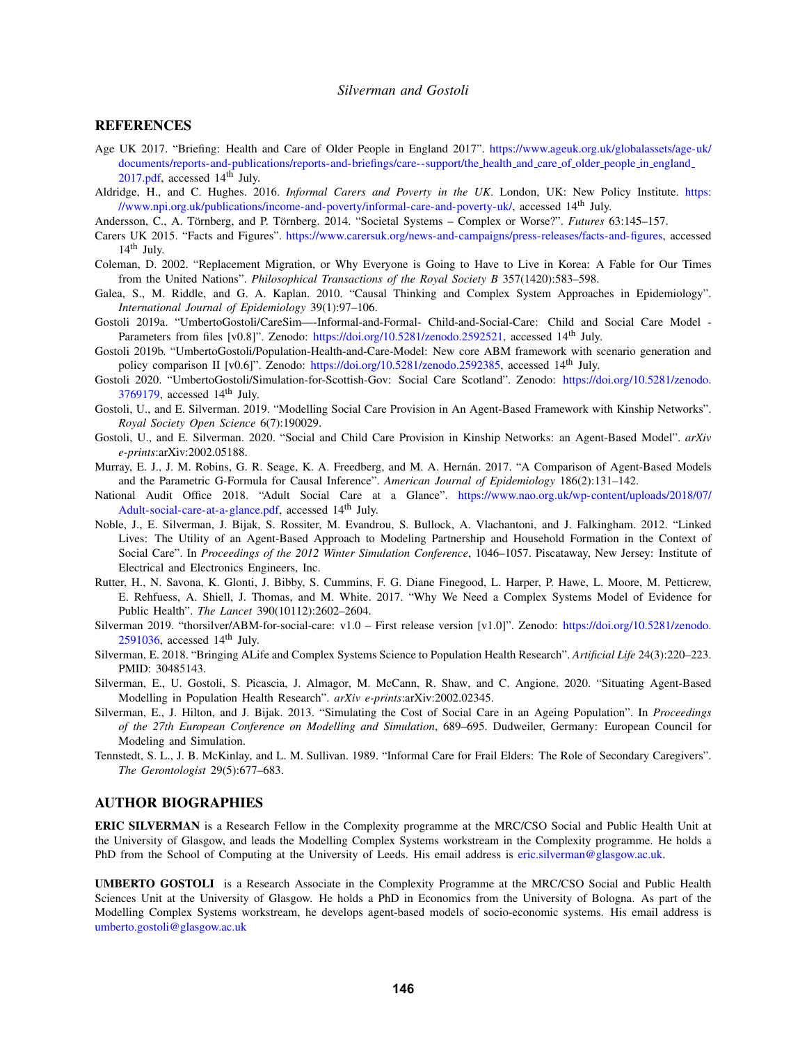## REFERENCES

Age UK 2017. "Briefing: Health and Care of Older People in England 2017". https://www.ageuk.org.uk/globalassets/age-uk/documents/reports-and-publications/reports-and-briefings/care--support/the_health_and_care_of_older_people_in_england_2017.pdf, accessed 14th July.

Aldridge, H., and C. Hughes. 2016. *Informal Carers and Poverty in the UK*. London, UK: New Policy Institute. https://www.npi.org.uk/publications/income-and-poverty/informal-care-and-poverty-uk/, accessed 14th July.

Andersson, C., A. Törnberg, and P. Törnberg. 2014. "Societal Systems – Complex or Worse?". *Futures* 63:145–157.

Carers UK 2015. "Facts and Figures". https://www.carersuk.org/news-and-campaigns/press-releases/facts-and-figures, accessed 14th July.

Coleman, D. 2002. "Replacement Migration, or Why Everyone is Going to Have to Live in Korea: A Fable for Our Times from the United Nations". *Philosophical Transactions of the Royal Society B* 357(1420):583–598.

Galea, S., M. Riddle, and G. A. Kaplan. 2010. "Causal Thinking and Complex System Approaches in Epidemiology". *International Journal of Epidemiology* 39(1):97–106.

Gostoli 2019a. "UmbertoGostoli/CareSim—-Informal-and-Formal- Child-and-Social-Care: Child and Social Care Model - Parameters from files [v0.8]". Zenodo: https://doi.org/10.5281/zenodo.2592521, accessed 14th July.

Gostoli 2019b. "UmbertoGostoli/Population-Health-and-Care-Model: New core ABM framework with scenario generation and policy comparison II [v0.6]". Zenodo: https://doi.org/10.5281/zenodo.2592385, accessed 14th July.

Gostoli 2020. "UmbertoGostoli/Simulation-for-Scottish-Gov: Social Care Scotland". Zenodo: https://doi.org/10.5281/zenodo.3769179, accessed 14th July.

Gostoli, U., and E. Silverman. 2019. "Modelling Social Care Provision in An Agent-Based Framework with Kinship Networks". *Royal Society Open Science* 6(7):190029.

Gostoli, U., and E. Silverman. 2020. "Social and Child Care Provision in Kinship Networks: an Agent-Based Model". *arXiv e-prints*:arXiv:2002.05188.

Murray, E. J., J. M. Robins, G. R. Seage, K. A. Freedberg, and M. A. Hernán. 2017. "A Comparison of Agent-Based Models and the Parametric G-Formula for Causal Inference". *American Journal of Epidemiology* 186(2):131–142.

National Audit Office 2018. "Adult Social Care at a Glance". https://www.nao.org.uk/wp-content/uploads/2018/07/Adult-social-care-at-a-glance.pdf, accessed 14th July.

Noble, J., E. Silverman, J. Bijak, S. Rossiter, M. Evandrou, S. Bullock, A. Vlachantoni, and J. Falkingham. 2012. "Linked Lives: The Utility of an Agent-Based Approach to Modeling Partnership and Household Formation in the Context of Social Care". In *Proceedings of the 2012 Winter Simulation Conference*, 1046–1057. Piscataway, New Jersey: Institute of Electrical and Electronics Engineers, Inc.

Rutter, H., N. Savona, K. Glonti, J. Bibby, S. Cummins, F. G. Diane Finegood, L. Harper, P. Hawe, L. Moore, M. Petticrew, E. Rehfuess, A. Shiell, J. Thomas, and M. White. 2017. "Why We Need a Complex Systems Model of Evidence for Public Health". *The Lancet* 390(10112):2602–2604.

Silverman 2019. "thorsilver/ABM-for-social-care: v1.0 – First release version [v1.0]". Zenodo: https://doi.org/10.5281/zenodo.2591036, accessed 14th July.

Silverman, E. 2018. "Bringing ALife and Complex Systems Science to Population Health Research". *Artificial Life* 24(3):220–223. PMID: 30485143.

Silverman, E., U. Gostoli, S. Picascia, J. Almagor, M. McCann, R. Shaw, and C. Angione. 2020. "Situating Agent-Based Modelling in Population Health Research". *arXiv e-prints*:arXiv:2002.02345.

Silverman, E., J. Hilton, and J. Bijak. 2013. "Simulating the Cost of Social Care in an Ageing Population". In *Proceedings of the 27th European Conference on Modelling and Simulation*, 689–695. Dudweiler, Germany: European Council for Modeling and Simulation.

Tennstedt, S. L., J. B. McKinlay, and L. M. Sullivan. 1989. "Informal Care for Frail Elders: The Role of Secondary Caregivers". *The Gerontologist* 29(5):677–683.

## AUTHOR BIOGRAPHIES

**ERIC SILVERMAN** is a Research Fellow in the Complexity programme at the MRC/CSO Social and Public Health Unit at the University of Glasgow, and leads the Modelling Complex Systems workstream in the Complexity programme. He holds a PhD from the School of Computing at the University of Leeds. His email address is eric.silverman@glasgow.ac.uk.

**UMBERTO GOSTOLI** is a Research Associate in the Complexity Programme at the MRC/CSO Social and Public Health Sciences Unit at the University of Glasgow. He holds a PhD in Economics from the University of Bologna. As part of the Modelling Complex Systems workstream, he develops agent-based models of socio-economic systems. His email address is umberto.gostoli@glasgow.ac.uk